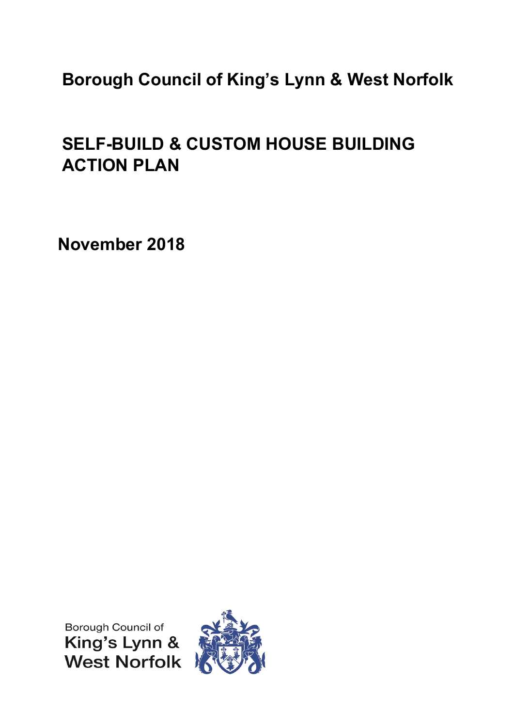# Borough Council of King's Lynn & West Norfolk

## SELF-BUILD & CUSTOM HOUSE BUILDING ACTION PLAN

**November 2018**

Borough Council of
King's Lynn &
West Norfolk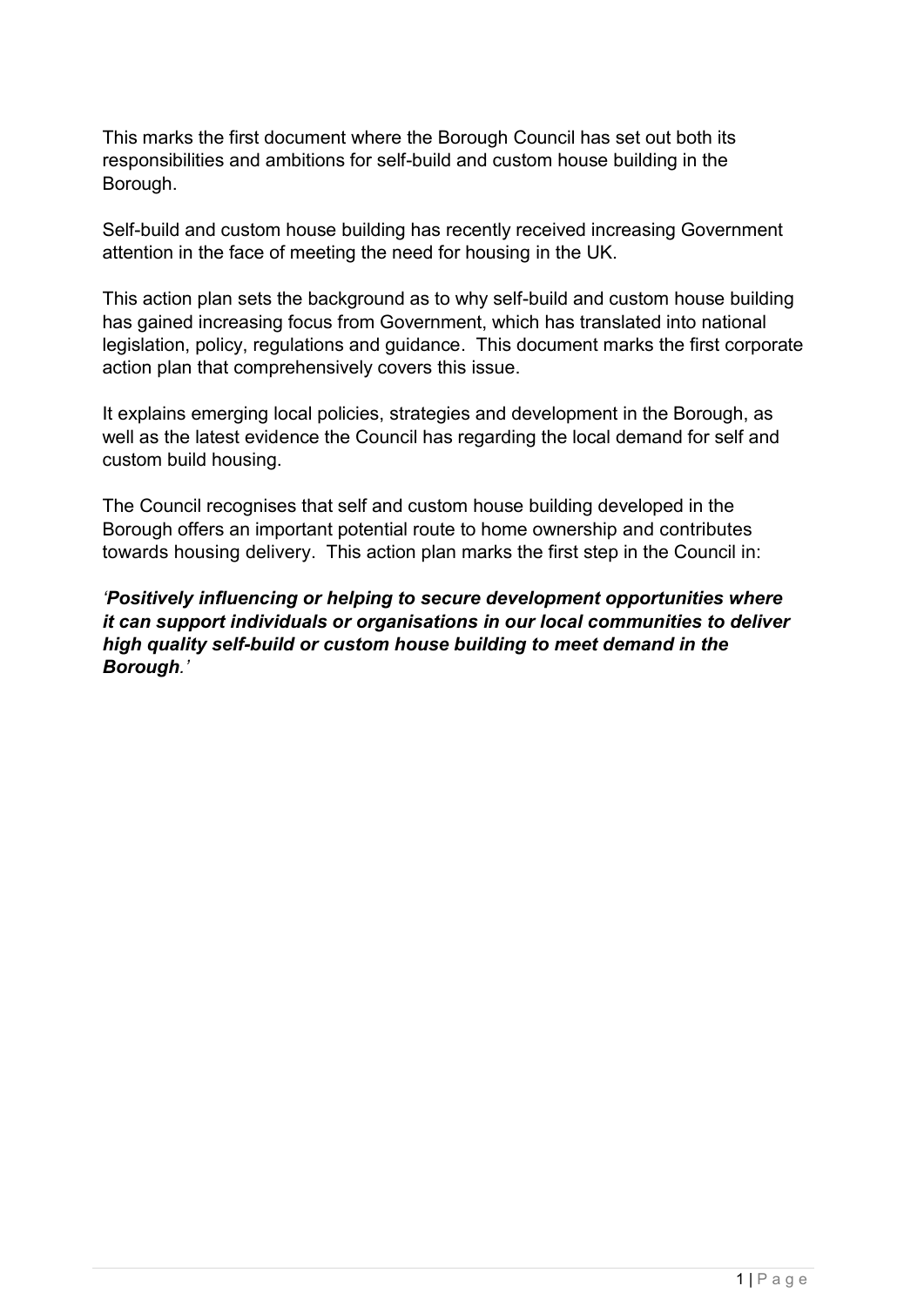This marks the first document where the Borough Council has set out both its responsibilities and ambitions for self-build and custom house building in the Borough.

Self-build and custom house building has recently received increasing Government attention in the face of meeting the need for housing in the UK.

This action plan sets the background as to why self-build and custom house building has gained increasing focus from Government, which has translated into national legislation, policy, regulations and guidance. This document marks the first corporate action plan that comprehensively covers this issue.

It explains emerging local policies, strategies and development in the Borough, as well as the latest evidence the Council has regarding the local demand for self and custom build housing.

The Council recognises that self and custom house building developed in the Borough offers an important potential route to home ownership and contributes towards housing delivery. This action plan marks the first step in the Council in:

***'Positively influencing or helping to secure development opportunities where it can support individuals or organisations in our local communities to deliver high quality self-build or custom house building to meet demand in the Borough.'***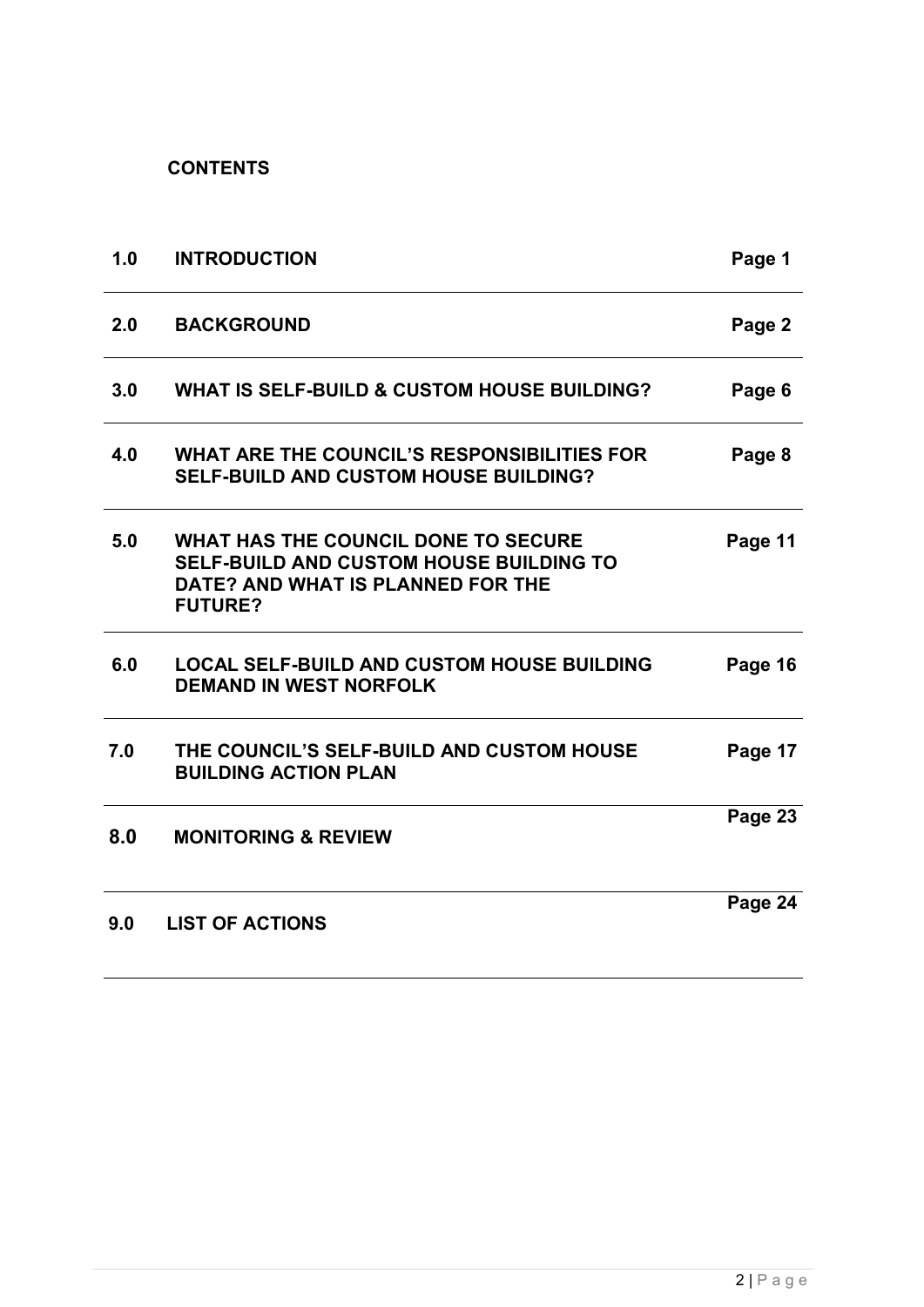**CONTENTS**

| | | |
|---|---|---|
| **1.0** | **INTRODUCTION** | **Page 1** |
| **2.0** | **BACKGROUND** | **Page 2** |
| **3.0** | **WHAT IS SELF-BUILD & CUSTOM HOUSE BUILDING?** | **Page 6** |
| **4.0** | **WHAT ARE THE COUNCIL'S RESPONSIBILITIES FOR SELF-BUILD AND CUSTOM HOUSE BUILDING?** | **Page 8** |
| **5.0** | **WHAT HAS THE COUNCIL DONE TO SECURE SELF-BUILD AND CUSTOM HOUSE BUILDING TO DATE? AND WHAT IS PLANNED FOR THE FUTURE?** | **Page 11** |
| **6.0** | **LOCAL SELF-BUILD AND CUSTOM HOUSE BUILDING DEMAND IN WEST NORFOLK** | **Page 16** |
| **7.0** | **THE COUNCIL'S SELF-BUILD AND CUSTOM HOUSE BUILDING ACTION PLAN** | **Page 17** |
| **8.0** | **MONITORING & REVIEW** | **Page 23** |
| **9.0** | **LIST OF ACTIONS** | **Page 24** |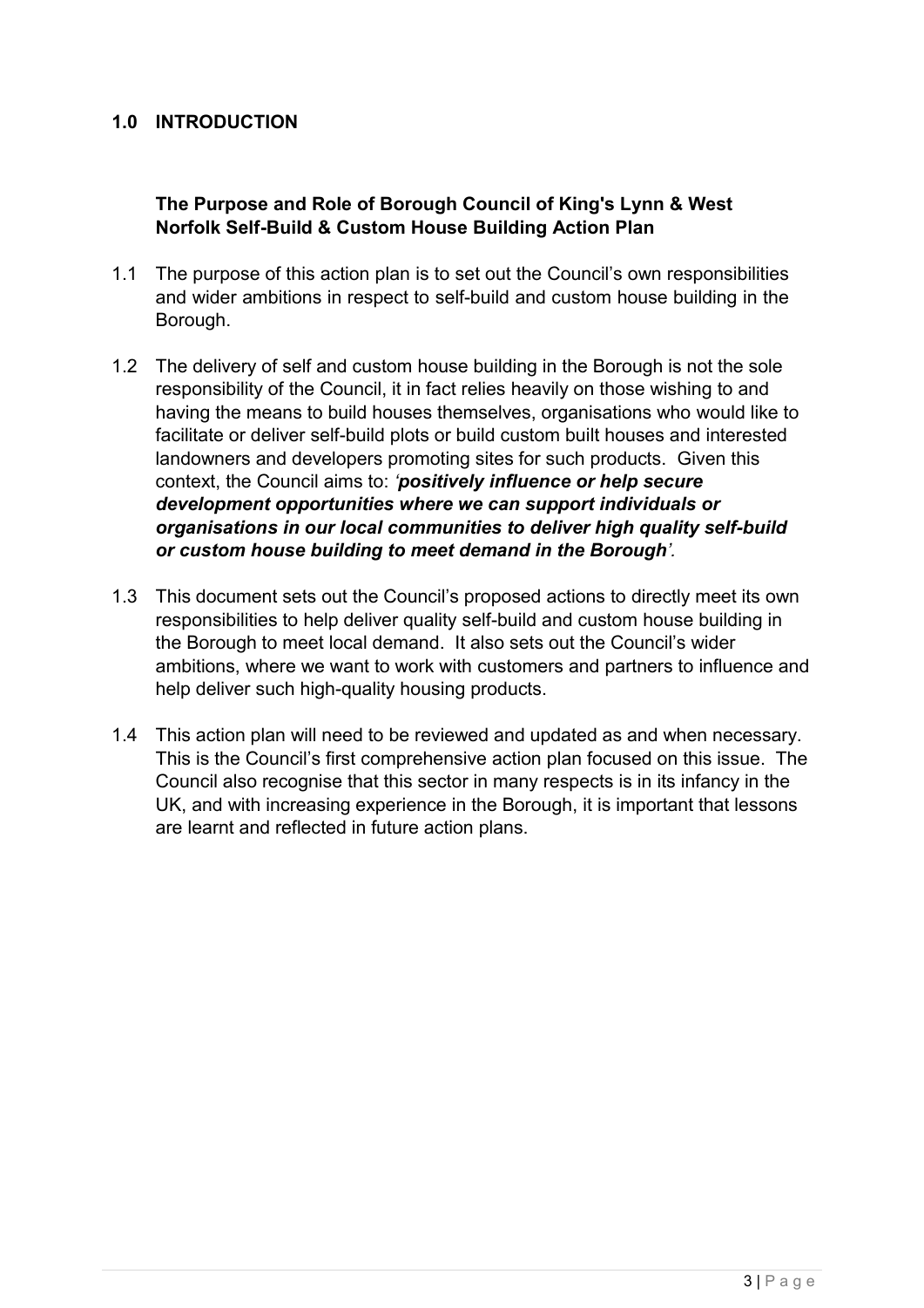## 1.0 INTRODUCTION

### The Purpose and Role of Borough Council of King's Lynn & West Norfolk Self-Build & Custom House Building Action Plan

1.1 The purpose of this action plan is to set out the Council's own responsibilities and wider ambitions in respect to self-build and custom house building in the Borough.

1.2 The delivery of self and custom house building in the Borough is not the sole responsibility of the Council, it in fact relies heavily on those wishing to and having the means to build houses themselves, organisations who would like to facilitate or deliver self-build plots or build custom built houses and interested landowners and developers promoting sites for such products. Given this context, the Council aims to: *'**positively influence or help secure development opportunities where we can support individuals or organisations in our local communities to deliver high quality self-build or custom house building to meet demand in the Borough**'.*

1.3 This document sets out the Council's proposed actions to directly meet its own responsibilities to help deliver quality self-build and custom house building in the Borough to meet local demand. It also sets out the Council's wider ambitions, where we want to work with customers and partners to influence and help deliver such high-quality housing products.

1.4 This action plan will need to be reviewed and updated as and when necessary. This is the Council's first comprehensive action plan focused on this issue. The Council also recognise that this sector in many respects is in its infancy in the UK, and with increasing experience in the Borough, it is important that lessons are learnt and reflected in future action plans.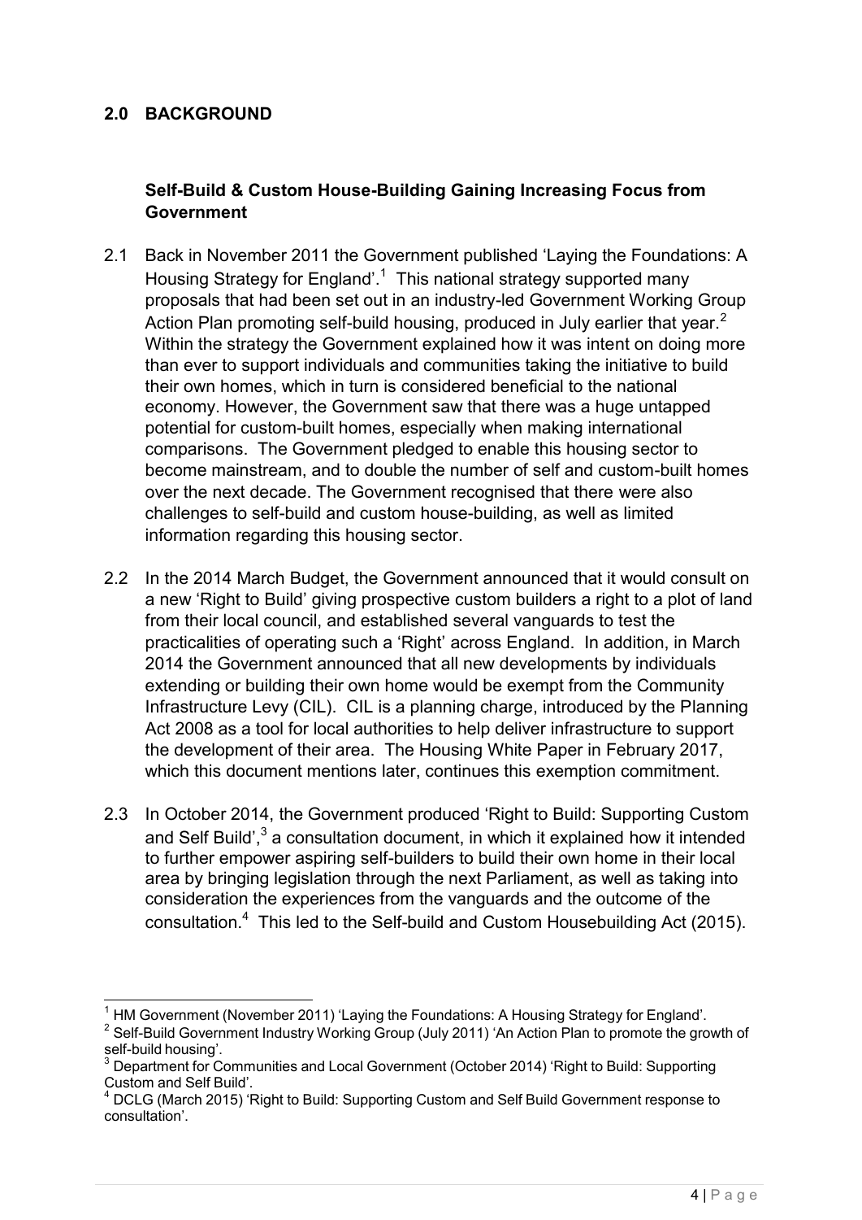## 2.0 BACKGROUND

### Self-Build & Custom House-Building Gaining Increasing Focus from Government

2.1 Back in November 2011 the Government published 'Laying the Foundations: A Housing Strategy for England'.[1] This national strategy supported many proposals that had been set out in an industry-led Government Working Group Action Plan promoting self-build housing, produced in July earlier that year.[2] Within the strategy the Government explained how it was intent on doing more than ever to support individuals and communities taking the initiative to build their own homes, which in turn is considered beneficial to the national economy. However, the Government saw that there was a huge untapped potential for custom-built homes, especially when making international comparisons. The Government pledged to enable this housing sector to become mainstream, and to double the number of self and custom-built homes over the next decade. The Government recognised that there were also challenges to self-build and custom house-building, as well as limited information regarding this housing sector.

2.2 In the 2014 March Budget, the Government announced that it would consult on a new 'Right to Build' giving prospective custom builders a right to a plot of land from their local council, and established several vanguards to test the practicalities of operating such a 'Right' across England. In addition, in March 2014 the Government announced that all new developments by individuals extending or building their own home would be exempt from the Community Infrastructure Levy (CIL). CIL is a planning charge, introduced by the Planning Act 2008 as a tool for local authorities to help deliver infrastructure to support the development of their area. The Housing White Paper in February 2017, which this document mentions later, continues this exemption commitment.

2.3 In October 2014, the Government produced 'Right to Build: Supporting Custom and Self Build',[3] a consultation document, in which it explained how it intended to further empower aspiring self-builders to build their own home in their local area by bringing legislation through the next Parliament, as well as taking into consideration the experiences from the vanguards and the outcome of the consultation.[4] This led to the Self-build and Custom Housebuilding Act (2015).

---

[1] HM Government (November 2011) 'Laying the Foundations: A Housing Strategy for England'.

[2] Self-Build Government Industry Working Group (July 2011) 'An Action Plan to promote the growth of self-build housing'.

[3] Department for Communities and Local Government (October 2014) 'Right to Build: Supporting Custom and Self Build'.

[4] DCLG (March 2015) 'Right to Build: Supporting Custom and Self Build Government response to consultation'.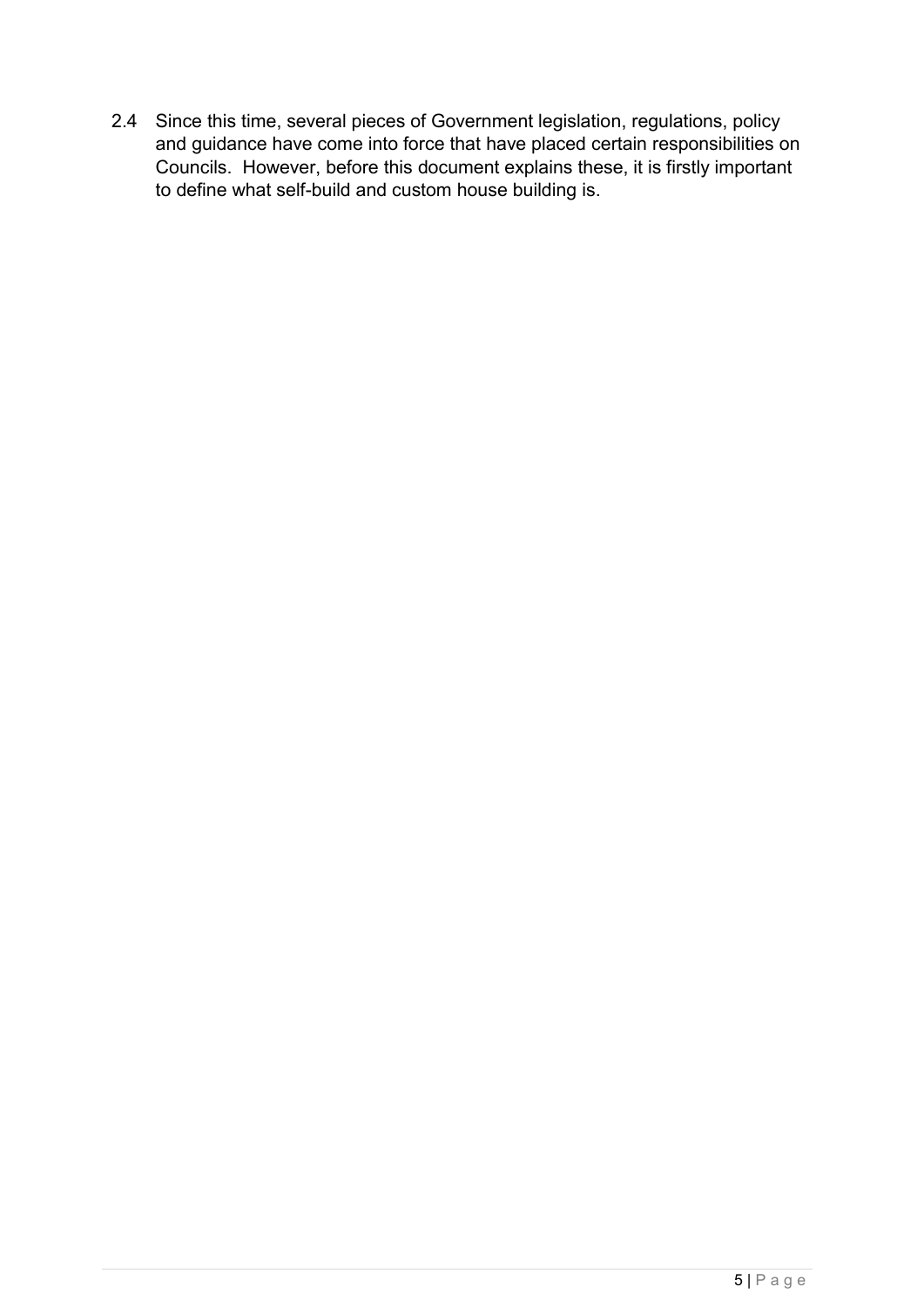2.4 Since this time, several pieces of Government legislation, regulations, policy and guidance have come into force that have placed certain responsibilities on Councils. However, before this document explains these, it is firstly important to define what self-build and custom house building is.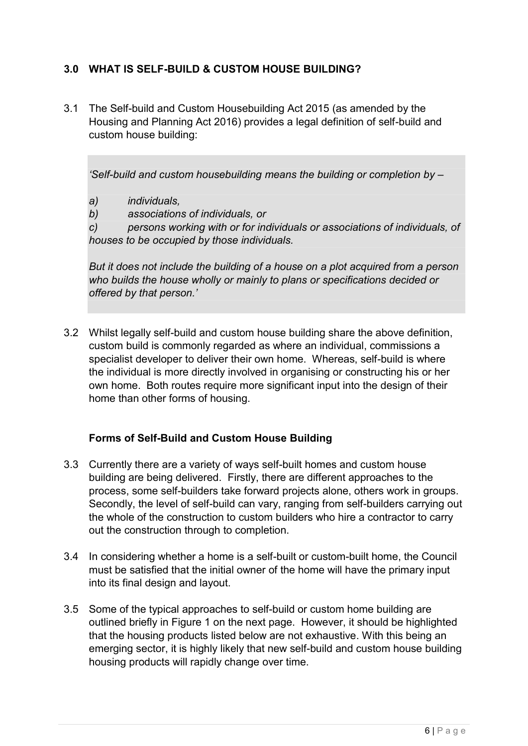## 3.0 WHAT IS SELF-BUILD & CUSTOM HOUSE BUILDING?

3.1 The Self-build and Custom Housebuilding Act 2015 (as amended by the Housing and Planning Act 2016) provides a legal definition of self-build and custom house building:

> *'Self-build and custom housebuilding means the building or completion by –*
>
> *a) individuals,*
> *b) associations of individuals, or*
> *c) persons working with or for individuals or associations of individuals, of houses to be occupied by those individuals.*
>
> *But it does not include the building of a house on a plot acquired from a person who builds the house wholly or mainly to plans or specifications decided or offered by that person.'*

3.2 Whilst legally self-build and custom house building share the above definition, custom build is commonly regarded as where an individual, commissions a specialist developer to deliver their own home. Whereas, self-build is where the individual is more directly involved in organising or constructing his or her own home. Both routes require more significant input into the design of their home than other forms of housing.

### Forms of Self-Build and Custom House Building

3.3 Currently there are a variety of ways self-built homes and custom house building are being delivered. Firstly, there are different approaches to the process, some self-builders take forward projects alone, others work in groups. Secondly, the level of self-build can vary, ranging from self-builders carrying out the whole of the construction to custom builders who hire a contractor to carry out the construction through to completion.

3.4 In considering whether a home is a self-built or custom-built home, the Council must be satisfied that the initial owner of the home will have the primary input into its final design and layout.

3.5 Some of the typical approaches to self-build or custom home building are outlined briefly in Figure 1 on the next page. However, it should be highlighted that the housing products listed below are not exhaustive. With this being an emerging sector, it is highly likely that new self-build and custom house building housing products will rapidly change over time.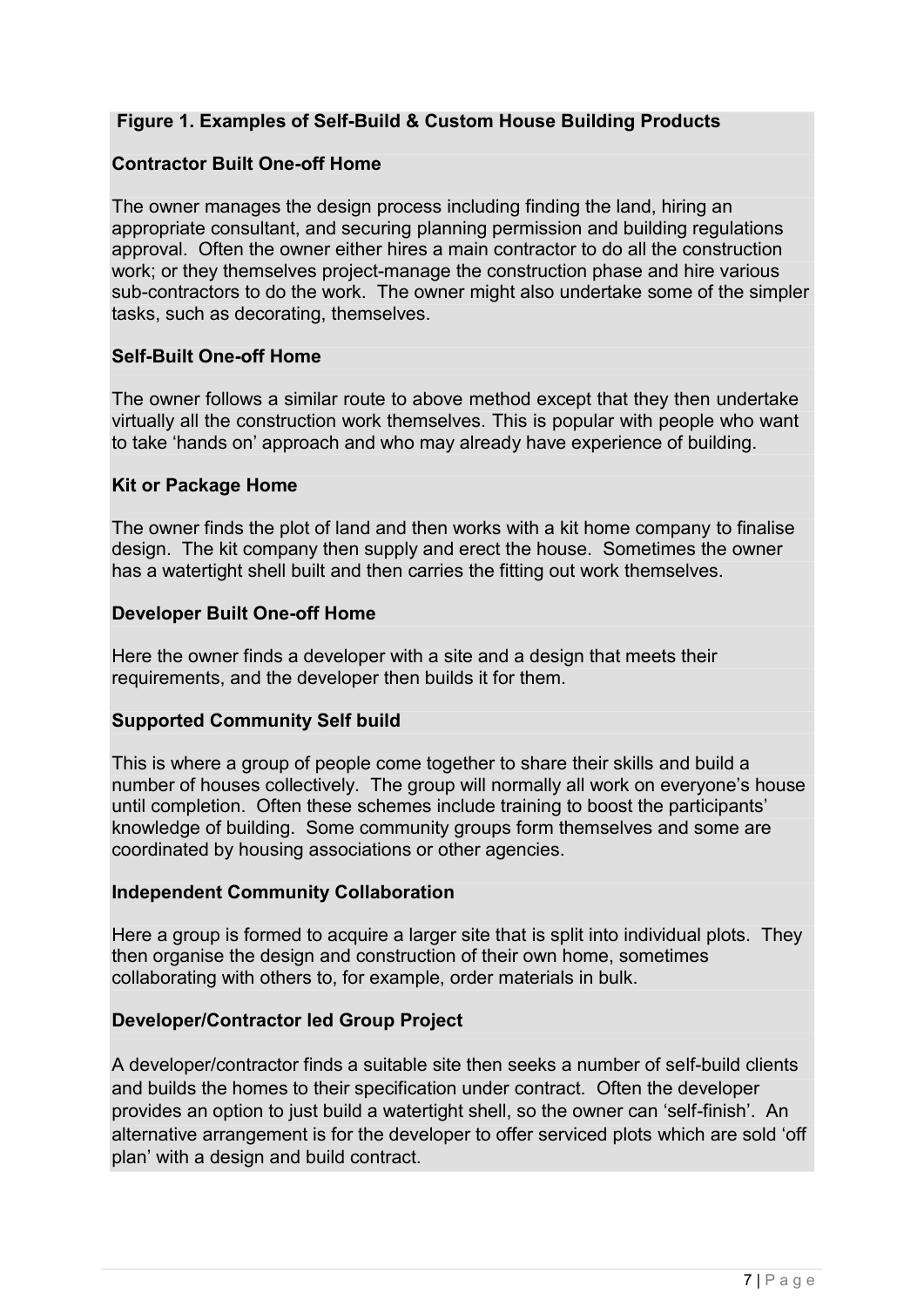**Figure 1. Examples of Self-Build & Custom House Building Products**

**Contractor Built One-off Home**

The owner manages the design process including finding the land, hiring an appropriate consultant, and securing planning permission and building regulations approval. Often the owner either hires a main contractor to do all the construction work; or they themselves project-manage the construction phase and hire various sub-contractors to do the work. The owner might also undertake some of the simpler tasks, such as decorating, themselves.

**Self-Built One-off Home**

The owner follows a similar route to above method except that they then undertake virtually all the construction work themselves. This is popular with people who want to take 'hands on' approach and who may already have experience of building.

**Kit or Package Home**

The owner finds the plot of land and then works with a kit home company to finalise design. The kit company then supply and erect the house. Sometimes the owner has a watertight shell built and then carries the fitting out work themselves.

**Developer Built One-off Home**

Here the owner finds a developer with a site and a design that meets their requirements, and the developer then builds it for them.

**Supported Community Self build**

This is where a group of people come together to share their skills and build a number of houses collectively. The group will normally all work on everyone's house until completion. Often these schemes include training to boost the participants' knowledge of building. Some community groups form themselves and some are coordinated by housing associations or other agencies.

**Independent Community Collaboration**

Here a group is formed to acquire a larger site that is split into individual plots. They then organise the design and construction of their own home, sometimes collaborating with others to, for example, order materials in bulk.

**Developer/Contractor led Group Project**

A developer/contractor finds a suitable site then seeks a number of self-build clients and builds the homes to their specification under contract. Often the developer provides an option to just build a watertight shell, so the owner can 'self-finish'. An alternative arrangement is for the developer to offer serviced plots which are sold 'off plan' with a design and build contract.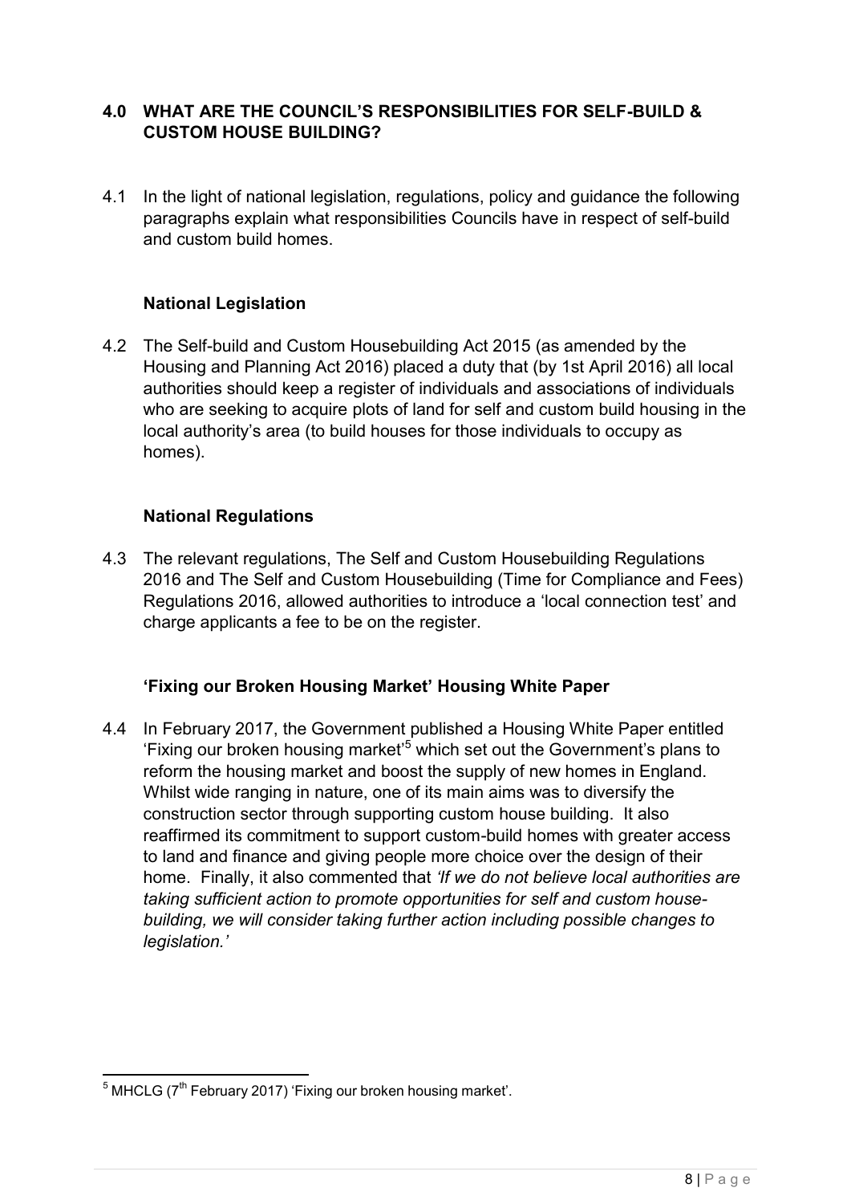## 4.0 WHAT ARE THE COUNCIL'S RESPONSIBILITIES FOR SELF-BUILD & CUSTOM HOUSE BUILDING?

4.1 In the light of national legislation, regulations, policy and guidance the following paragraphs explain what responsibilities Councils have in respect of self-build and custom build homes.

### National Legislation

4.2 The Self-build and Custom Housebuilding Act 2015 (as amended by the Housing and Planning Act 2016) placed a duty that (by 1st April 2016) all local authorities should keep a register of individuals and associations of individuals who are seeking to acquire plots of land for self and custom build housing in the local authority's area (to build houses for those individuals to occupy as homes).

### National Regulations

4.3 The relevant regulations, The Self and Custom Housebuilding Regulations 2016 and The Self and Custom Housebuilding (Time for Compliance and Fees) Regulations 2016, allowed authorities to introduce a 'local connection test' and charge applicants a fee to be on the register.

### 'Fixing our Broken Housing Market' Housing White Paper

4.4 In February 2017, the Government published a Housing White Paper entitled 'Fixing our broken housing market'[5] which set out the Government's plans to reform the housing market and boost the supply of new homes in England. Whilst wide ranging in nature, one of its main aims was to diversify the construction sector through supporting custom house building. It also reaffirmed its commitment to support custom-build homes with greater access to land and finance and giving people more choice over the design of their home. Finally, it also commented that *'If we do not believe local authorities are taking sufficient action to promote opportunities for self and custom house-building, we will consider taking further action including possible changes to legislation.'*

---

[5] MHCLG (7th February 2017) 'Fixing our broken housing market'.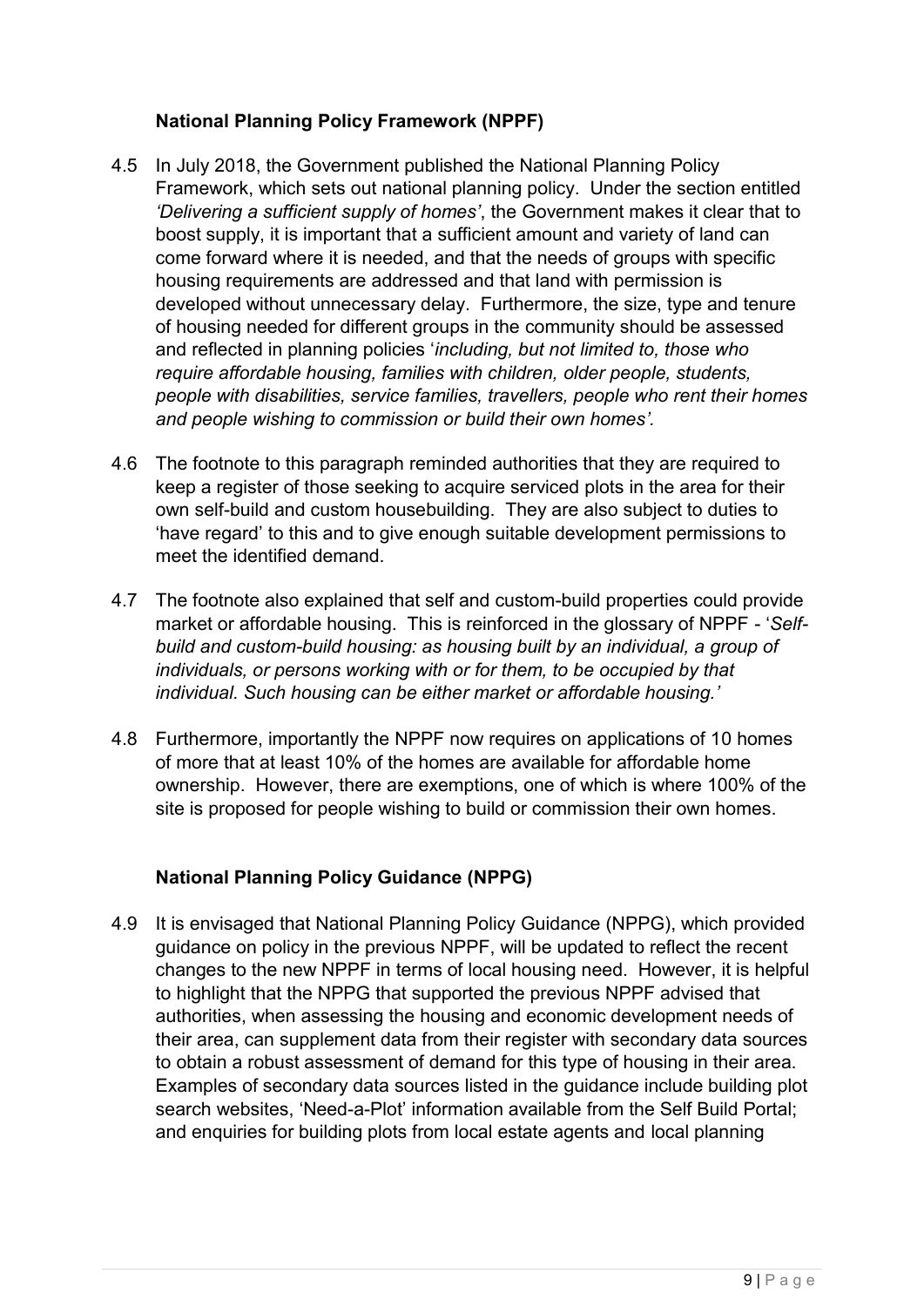### National Planning Policy Framework (NPPF)

4.5 In July 2018, the Government published the National Planning Policy Framework, which sets out national planning policy. Under the section entitled *'Delivering a sufficient supply of homes'*, the Government makes it clear that to boost supply, it is important that a sufficient amount and variety of land can come forward where it is needed, and that the needs of groups with specific housing requirements are addressed and that land with permission is developed without unnecessary delay. Furthermore, the size, type and tenure of housing needed for different groups in the community should be assessed and reflected in planning policies '*including, but not limited to, those who require affordable housing, families with children, older people, students, people with disabilities, service families, travellers, people who rent their homes and people wishing to commission or build their own homes'.*

4.6 The footnote to this paragraph reminded authorities that they are required to keep a register of those seeking to acquire serviced plots in the area for their own self-build and custom housebuilding. They are also subject to duties to 'have regard' to this and to give enough suitable development permissions to meet the identified demand.

4.7 The footnote also explained that self and custom-build properties could provide market or affordable housing. This is reinforced in the glossary of NPPF - '*Self-build and custom-build housing: as housing built by an individual, a group of individuals, or persons working with or for them, to be occupied by that individual. Such housing can be either market or affordable housing.'*

4.8 Furthermore, importantly the NPPF now requires on applications of 10 homes of more that at least 10% of the homes are available for affordable home ownership. However, there are exemptions, one of which is where 100% of the site is proposed for people wishing to build or commission their own homes.

### National Planning Policy Guidance (NPPG)

4.9 It is envisaged that National Planning Policy Guidance (NPPG), which provided guidance on policy in the previous NPPF, will be updated to reflect the recent changes to the new NPPF in terms of local housing need. However, it is helpful to highlight that the NPPG that supported the previous NPPF advised that authorities, when assessing the housing and economic development needs of their area, can supplement data from their register with secondary data sources to obtain a robust assessment of demand for this type of housing in their area. Examples of secondary data sources listed in the guidance include building plot search websites, 'Need-a-Plot' information available from the Self Build Portal; and enquiries for building plots from local estate agents and local planning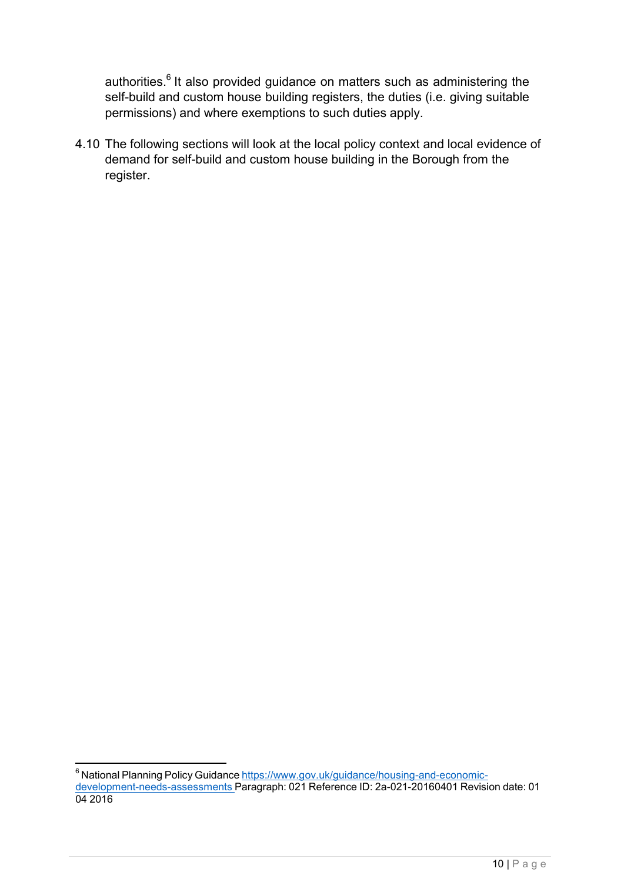authorities.[6] It also provided guidance on matters such as administering the self-build and custom house building registers, the duties (i.e. giving suitable permissions) and where exemptions to such duties apply.

4.10 The following sections will look at the local policy context and local evidence of demand for self-build and custom house building in the Borough from the register.

---

[6] National Planning Policy Guidance https://www.gov.uk/guidance/housing-and-economic-development-needs-assessments Paragraph: 021 Reference ID: 2a-021-20160401 Revision date: 01 04 2016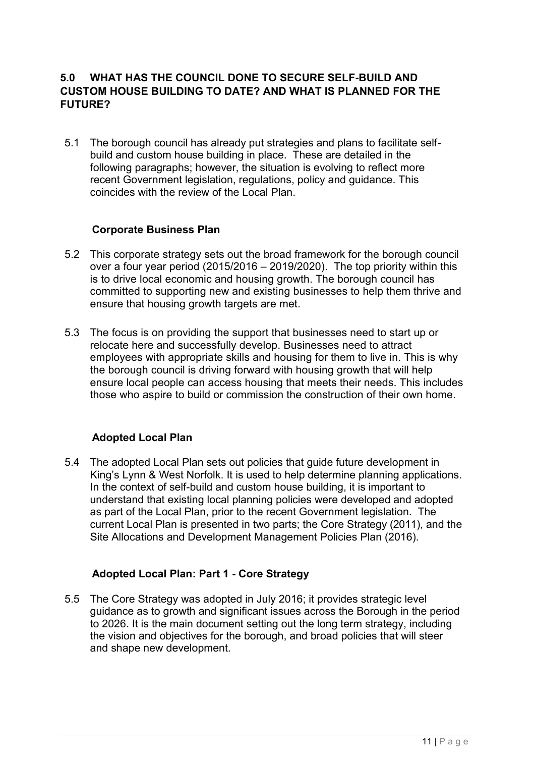## 5.0 WHAT HAS THE COUNCIL DONE TO SECURE SELF-BUILD AND CUSTOM HOUSE BUILDING TO DATE? AND WHAT IS PLANNED FOR THE FUTURE?

5.1 The borough council has already put strategies and plans to facilitate self-build and custom house building in place. These are detailed in the following paragraphs; however, the situation is evolving to reflect more recent Government legislation, regulations, policy and guidance. This coincides with the review of the Local Plan.

### Corporate Business Plan

5.2 This corporate strategy sets out the broad framework for the borough council over a four year period (2015/2016 – 2019/2020). The top priority within this is to drive local economic and housing growth. The borough council has committed to supporting new and existing businesses to help them thrive and ensure that housing growth targets are met.

5.3 The focus is on providing the support that businesses need to start up or relocate here and successfully develop. Businesses need to attract employees with appropriate skills and housing for them to live in. This is why the borough council is driving forward with housing growth that will help ensure local people can access housing that meets their needs. This includes those who aspire to build or commission the construction of their own home.

### Adopted Local Plan

5.4 The adopted Local Plan sets out policies that guide future development in King's Lynn & West Norfolk. It is used to help determine planning applications. In the context of self-build and custom house building, it is important to understand that existing local planning policies were developed and adopted as part of the Local Plan, prior to the recent Government legislation. The current Local Plan is presented in two parts; the Core Strategy (2011), and the Site Allocations and Development Management Policies Plan (2016).

### Adopted Local Plan: Part 1 - Core Strategy

5.5 The Core Strategy was adopted in July 2016; it provides strategic level guidance as to growth and significant issues across the Borough in the period to 2026. It is the main document setting out the long term strategy, including the vision and objectives for the borough, and broad policies that will steer and shape new development.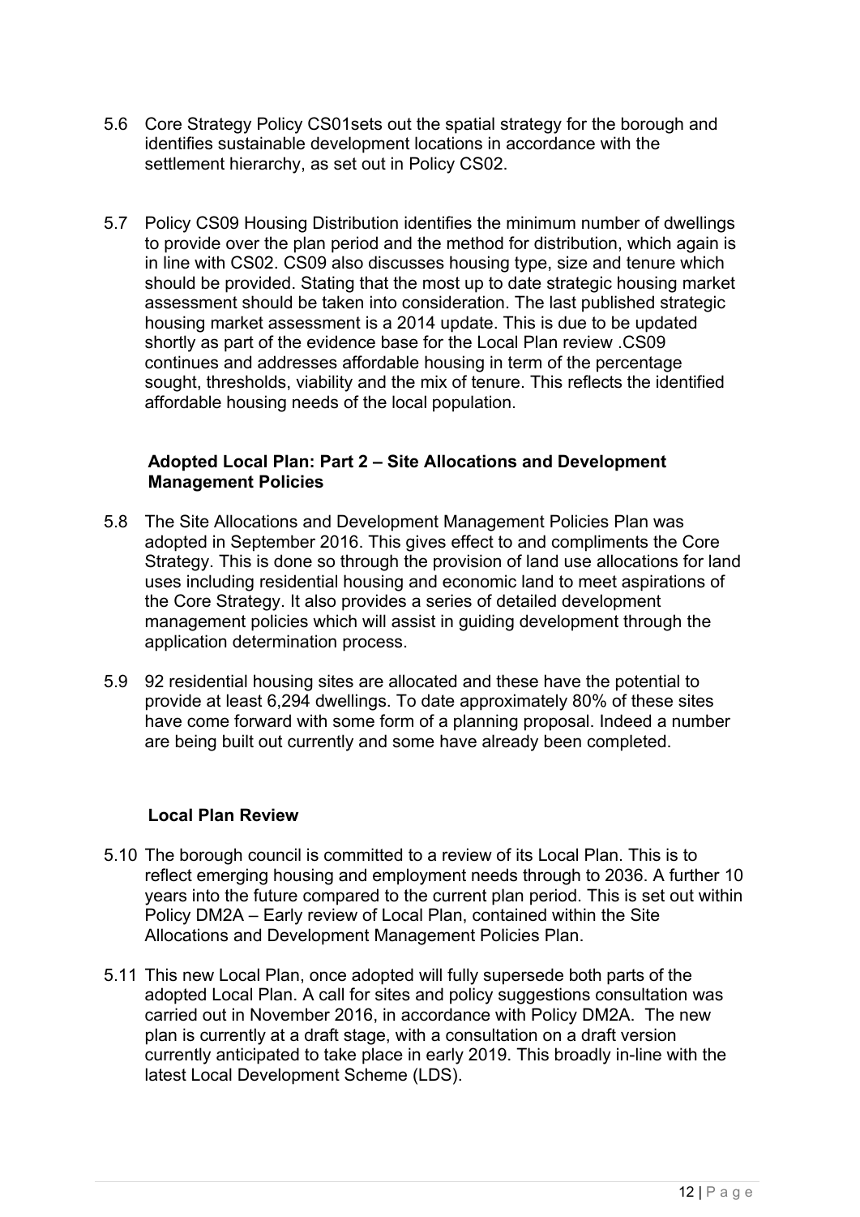5.6 Core Strategy Policy CS01sets out the spatial strategy for the borough and identifies sustainable development locations in accordance with the settlement hierarchy, as set out in Policy CS02.

5.7 Policy CS09 Housing Distribution identifies the minimum number of dwellings to provide over the plan period and the method for distribution, which again is in line with CS02. CS09 also discusses housing type, size and tenure which should be provided. Stating that the most up to date strategic housing market assessment should be taken into consideration. The last published strategic housing market assessment is a 2014 update. This is due to be updated shortly as part of the evidence base for the Local Plan review .CS09 continues and addresses affordable housing in term of the percentage sought, thresholds, viability and the mix of tenure. This reflects the identified affordable housing needs of the local population.

### Adopted Local Plan: Part 2 – Site Allocations and Development Management Policies

5.8 The Site Allocations and Development Management Policies Plan was adopted in September 2016. This gives effect to and compliments the Core Strategy. This is done so through the provision of land use allocations for land uses including residential housing and economic land to meet aspirations of the Core Strategy. It also provides a series of detailed development management policies which will assist in guiding development through the application determination process.

5.9 92 residential housing sites are allocated and these have the potential to provide at least 6,294 dwellings. To date approximately 80% of these sites have come forward with some form of a planning proposal. Indeed a number are being built out currently and some have already been completed.

### Local Plan Review

5.10 The borough council is committed to a review of its Local Plan. This is to reflect emerging housing and employment needs through to 2036. A further 10 years into the future compared to the current plan period. This is set out within Policy DM2A – Early review of Local Plan, contained within the Site Allocations and Development Management Policies Plan.

5.11 This new Local Plan, once adopted will fully supersede both parts of the adopted Local Plan. A call for sites and policy suggestions consultation was carried out in November 2016, in accordance with Policy DM2A. The new plan is currently at a draft stage, with a consultation on a draft version currently anticipated to take place in early 2019. This broadly in-line with the latest Local Development Scheme (LDS).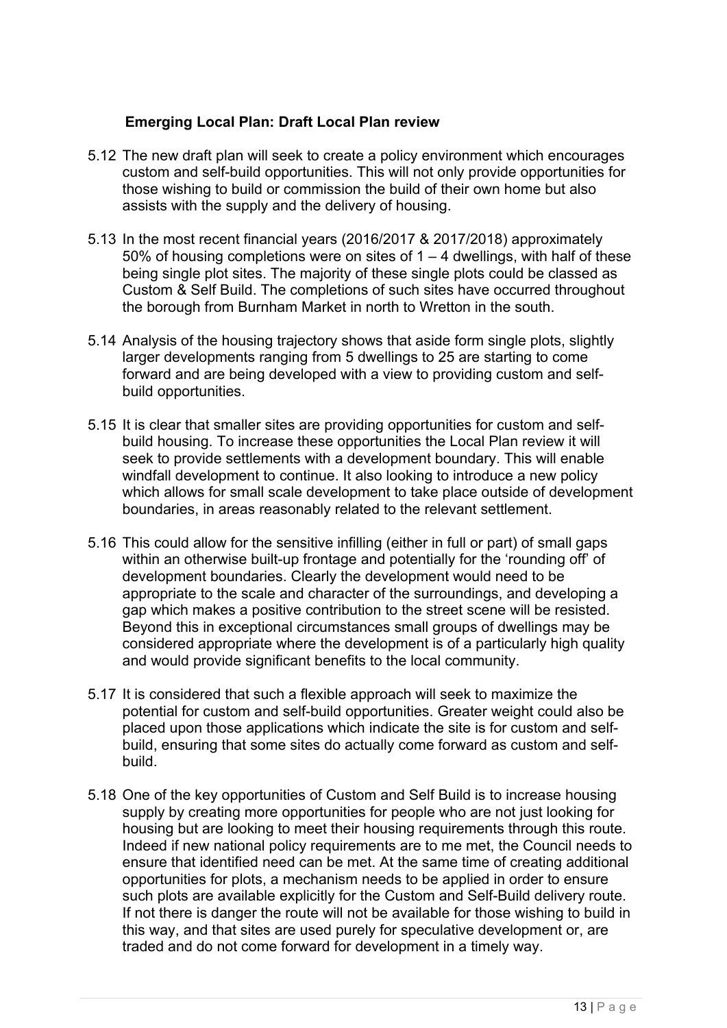### Emerging Local Plan: Draft Local Plan review

5.12 The new draft plan will seek to create a policy environment which encourages custom and self-build opportunities. This will not only provide opportunities for those wishing to build or commission the build of their own home but also assists with the supply and the delivery of housing.

5.13 In the most recent financial years (2016/2017 & 2017/2018) approximately 50% of housing completions were on sites of 1 – 4 dwellings, with half of these being single plot sites. The majority of these single plots could be classed as Custom & Self Build. The completions of such sites have occurred throughout the borough from Burnham Market in north to Wretton in the south.

5.14 Analysis of the housing trajectory shows that aside form single plots, slightly larger developments ranging from 5 dwellings to 25 are starting to come forward and are being developed with a view to providing custom and self-build opportunities.

5.15 It is clear that smaller sites are providing opportunities for custom and self-build housing. To increase these opportunities the Local Plan review it will seek to provide settlements with a development boundary. This will enable windfall development to continue. It also looking to introduce a new policy which allows for small scale development to take place outside of development boundaries, in areas reasonably related to the relevant settlement.

5.16 This could allow for the sensitive infilling (either in full or part) of small gaps within an otherwise built-up frontage and potentially for the 'rounding off' of development boundaries. Clearly the development would need to be appropriate to the scale and character of the surroundings, and developing a gap which makes a positive contribution to the street scene will be resisted. Beyond this in exceptional circumstances small groups of dwellings may be considered appropriate where the development is of a particularly high quality and would provide significant benefits to the local community.

5.17 It is considered that such a flexible approach will seek to maximize the potential for custom and self-build opportunities. Greater weight could also be placed upon those applications which indicate the site is for custom and self-build, ensuring that some sites do actually come forward as custom and self-build.

5.18 One of the key opportunities of Custom and Self Build is to increase housing supply by creating more opportunities for people who are not just looking for housing but are looking to meet their housing requirements through this route. Indeed if new national policy requirements are to me met, the Council needs to ensure that identified need can be met. At the same time of creating additional opportunities for plots, a mechanism needs to be applied in order to ensure such plots are available explicitly for the Custom and Self-Build delivery route. If not there is danger the route will not be available for those wishing to build in this way, and that sites are used purely for speculative development or, are traded and do not come forward for development in a timely way.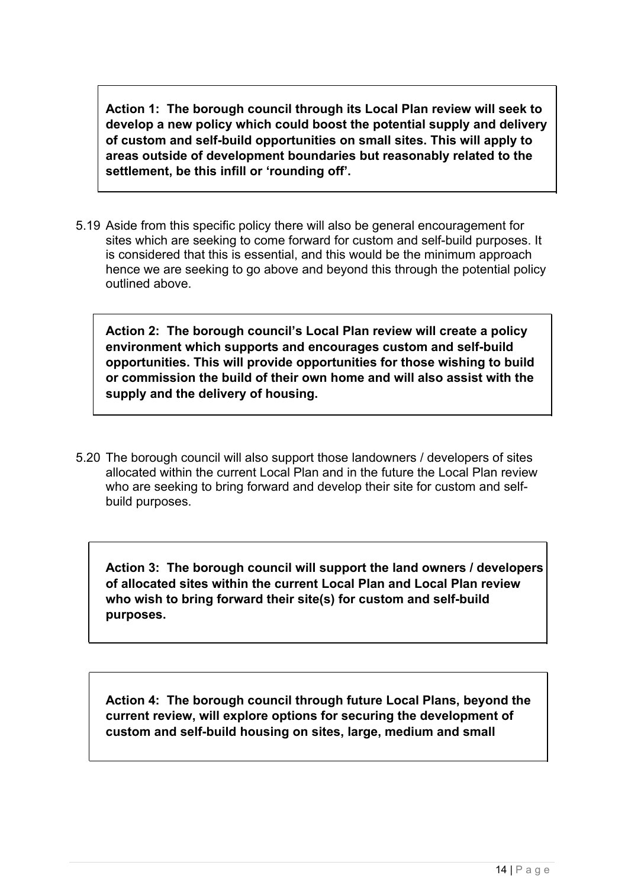**Action 1: The borough council through its Local Plan review will seek to develop a new policy which could boost the potential supply and delivery of custom and self-build opportunities on small sites. This will apply to areas outside of development boundaries but reasonably related to the settlement, be this infill or 'rounding off'.**

5.19 Aside from this specific policy there will also be general encouragement for sites which are seeking to come forward for custom and self-build purposes. It is considered that this is essential, and this would be the minimum approach hence we are seeking to go above and beyond this through the potential policy outlined above.

**Action 2: The borough council's Local Plan review will create a policy environment which supports and encourages custom and self-build opportunities. This will provide opportunities for those wishing to build or commission the build of their own home and will also assist with the supply and the delivery of housing.**

5.20 The borough council will also support those landowners / developers of sites allocated within the current Local Plan and in the future the Local Plan review who are seeking to bring forward and develop their site for custom and self-build purposes.

**Action 3: The borough council will support the land owners / developers of allocated sites within the current Local Plan and Local Plan review who wish to bring forward their site(s) for custom and self-build purposes.**

**Action 4: The borough council through future Local Plans, beyond the current review, will explore options for securing the development of custom and self-build housing on sites, large, medium and small**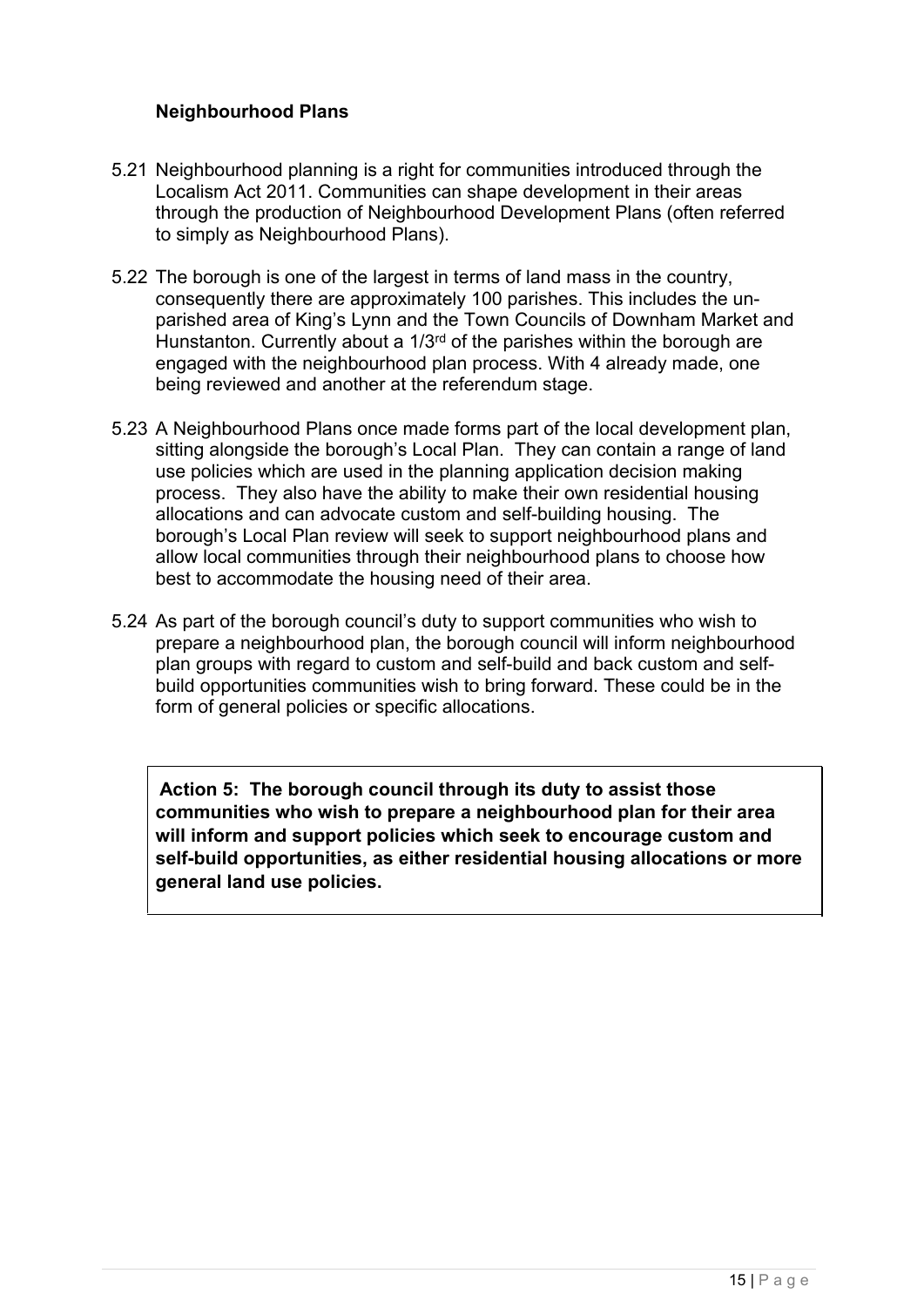### Neighbourhood Plans

5.21 Neighbourhood planning is a right for communities introduced through the Localism Act 2011. Communities can shape development in their areas through the production of Neighbourhood Development Plans (often referred to simply as Neighbourhood Plans).

5.22 The borough is one of the largest in terms of land mass in the country, consequently there are approximately 100 parishes. This includes the un-parished area of King's Lynn and the Town Councils of Downham Market and Hunstanton. Currently about a 1/3rd of the parishes within the borough are engaged with the neighbourhood plan process. With 4 already made, one being reviewed and another at the referendum stage.

5.23 A Neighbourhood Plans once made forms part of the local development plan, sitting alongside the borough's Local Plan. They can contain a range of land use policies which are used in the planning application decision making process. They also have the ability to make their own residential housing allocations and can advocate custom and self-building housing. The borough's Local Plan review will seek to support neighbourhood plans and allow local communities through their neighbourhood plans to choose how best to accommodate the housing need of their area.

5.24 As part of the borough council's duty to support communities who wish to prepare a neighbourhood plan, the borough council will inform neighbourhood plan groups with regard to custom and self-build and back custom and self-build opportunities communities wish to bring forward. These could be in the form of general policies or specific allocations.

**Action 5: The borough council through its duty to assist those communities who wish to prepare a neighbourhood plan for their area will inform and support policies which seek to encourage custom and self-build opportunities, as either residential housing allocations or more general land use policies.**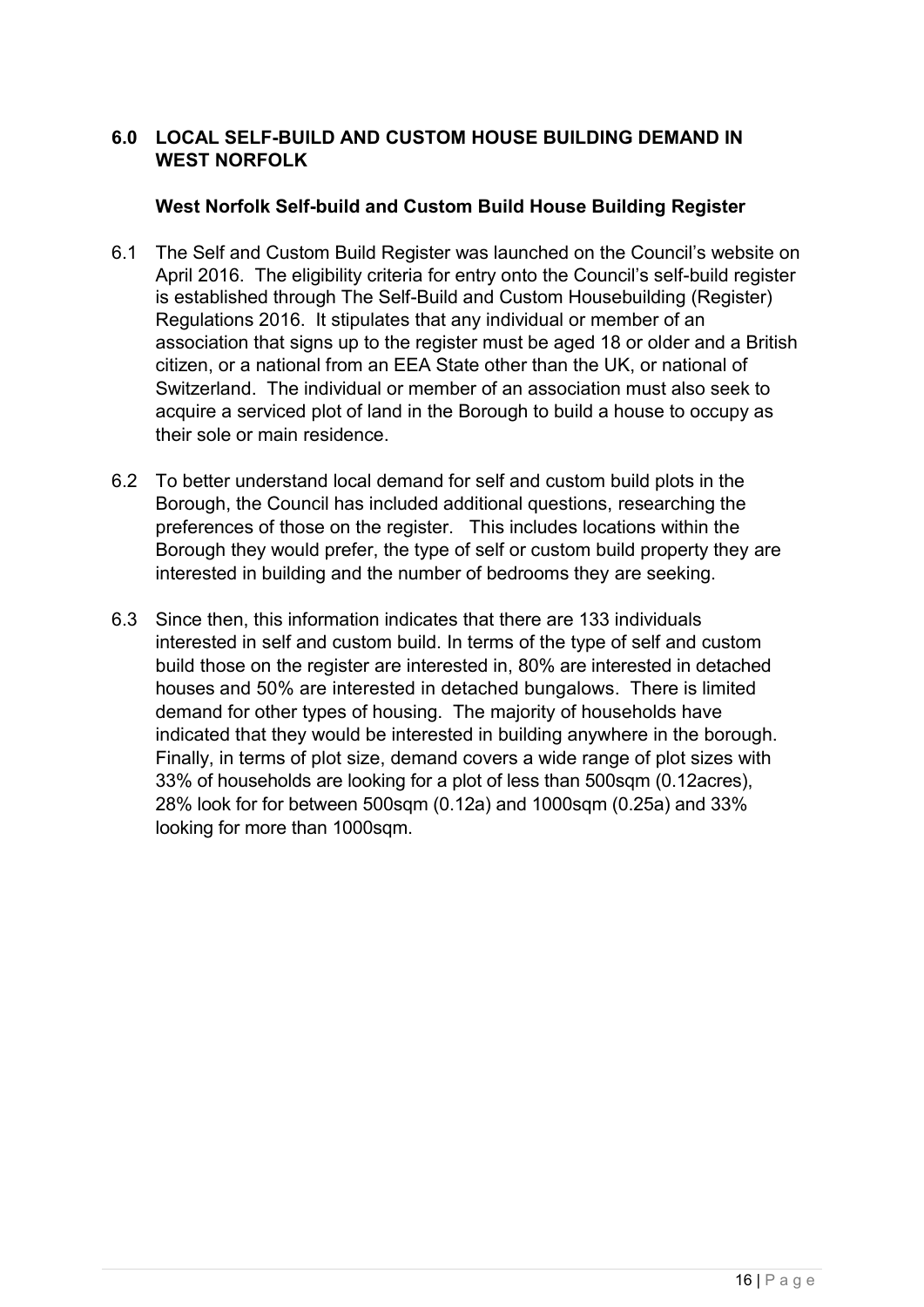## 6.0 LOCAL SELF-BUILD AND CUSTOM HOUSE BUILDING DEMAND IN WEST NORFOLK

### West Norfolk Self-build and Custom Build House Building Register

6.1 The Self and Custom Build Register was launched on the Council's website on April 2016. The eligibility criteria for entry onto the Council's self-build register is established through The Self-Build and Custom Housebuilding (Register) Regulations 2016. It stipulates that any individual or member of an association that signs up to the register must be aged 18 or older and a British citizen, or a national from an EEA State other than the UK, or national of Switzerland. The individual or member of an association must also seek to acquire a serviced plot of land in the Borough to build a house to occupy as their sole or main residence.

6.2 To better understand local demand for self and custom build plots in the Borough, the Council has included additional questions, researching the preferences of those on the register. This includes locations within the Borough they would prefer, the type of self or custom build property they are interested in building and the number of bedrooms they are seeking.

6.3 Since then, this information indicates that there are 133 individuals interested in self and custom build. In terms of the type of self and custom build those on the register are interested in, 80% are interested in detached houses and 50% are interested in detached bungalows. There is limited demand for other types of housing. The majority of households have indicated that they would be interested in building anywhere in the borough. Finally, in terms of plot size, demand covers a wide range of plot sizes with 33% of households are looking for a plot of less than 500sqm (0.12acres), 28% look for for between 500sqm (0.12a) and 1000sqm (0.25a) and 33% looking for more than 1000sqm.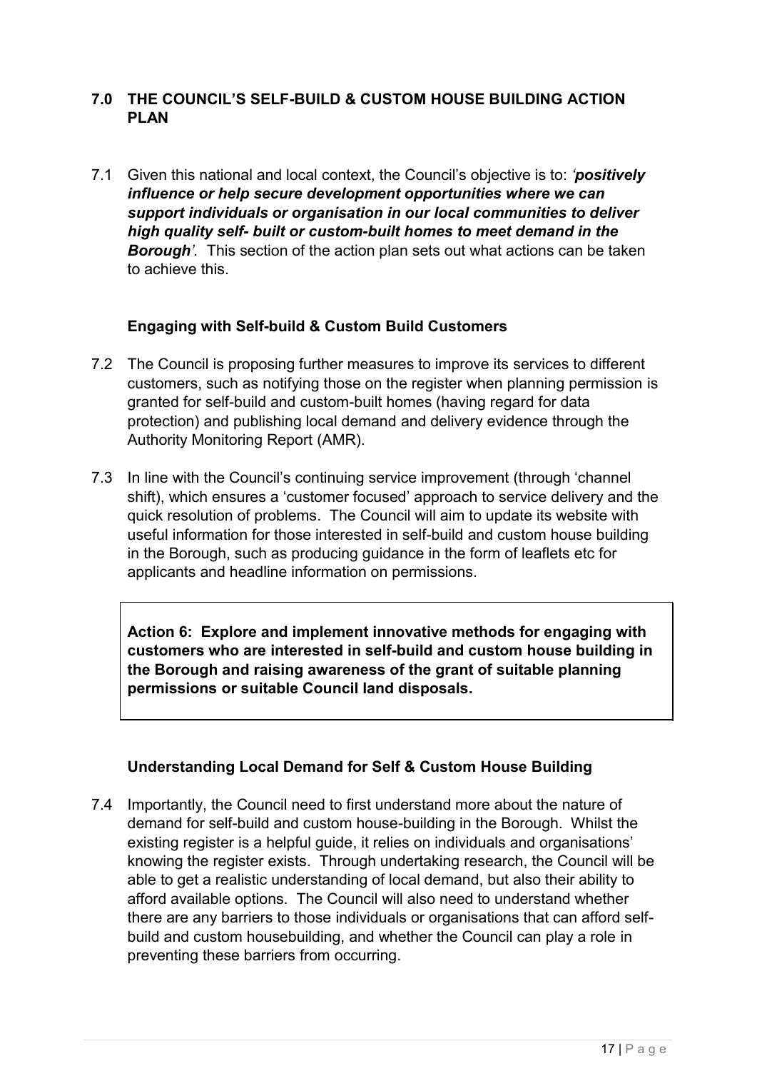## 7.0 THE COUNCIL'S SELF-BUILD & CUSTOM HOUSE BUILDING ACTION PLAN

7.1 Given this national and local context, the Council's objective is to: *'**positively influence or help secure development opportunities where we can support individuals or organisation in our local communities to deliver high quality self- built or custom-built homes to meet demand in the Borough**'*. This section of the action plan sets out what actions can be taken to achieve this.

### Engaging with Self-build & Custom Build Customers

7.2 The Council is proposing further measures to improve its services to different customers, such as notifying those on the register when planning permission is granted for self-build and custom-built homes (having regard for data protection) and publishing local demand and delivery evidence through the Authority Monitoring Report (AMR).

7.3 In line with the Council's continuing service improvement (through 'channel shift), which ensures a 'customer focused' approach to service delivery and the quick resolution of problems. The Council will aim to update its website with useful information for those interested in self-build and custom house building in the Borough, such as producing guidance in the form of leaflets etc for applicants and headline information on permissions.

**Action 6: Explore and implement innovative methods for engaging with customers who are interested in self-build and custom house building in the Borough and raising awareness of the grant of suitable planning permissions or suitable Council land disposals.**

### Understanding Local Demand for Self & Custom House Building

7.4 Importantly, the Council need to first understand more about the nature of demand for self-build and custom house-building in the Borough. Whilst the existing register is a helpful guide, it relies on individuals and organisations' knowing the register exists. Through undertaking research, the Council will be able to get a realistic understanding of local demand, but also their ability to afford available options. The Council will also need to understand whether there are any barriers to those individuals or organisations that can afford self-build and custom housebuilding, and whether the Council can play a role in preventing these barriers from occurring.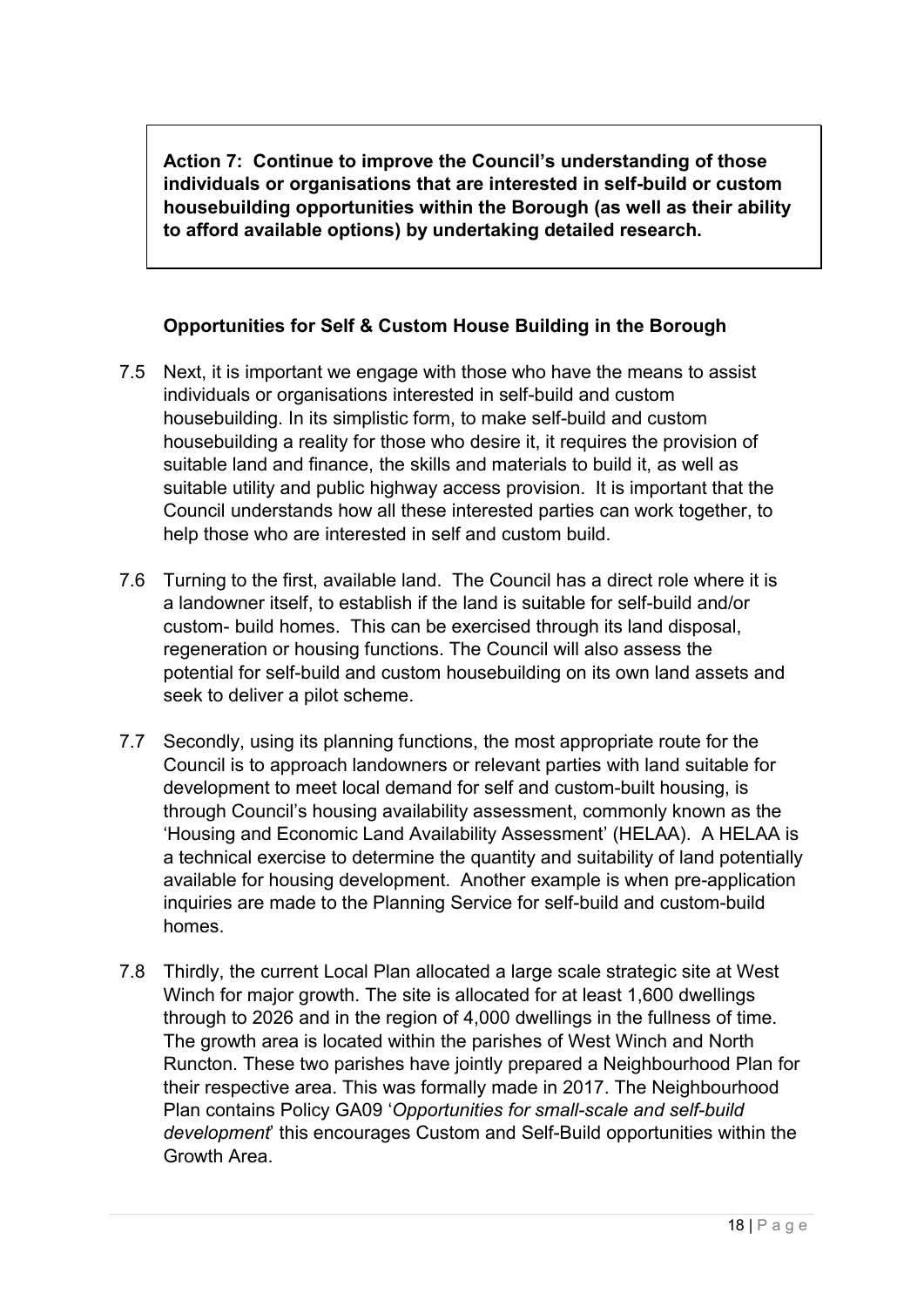**Action 7: Continue to improve the Council's understanding of those individuals or organisations that are interested in self-build or custom housebuilding opportunities within the Borough (as well as their ability to afford available options) by undertaking detailed research.**

### Opportunities for Self & Custom House Building in the Borough

7.5 Next, it is important we engage with those who have the means to assist individuals or organisations interested in self-build and custom housebuilding. In its simplistic form, to make self-build and custom housebuilding a reality for those who desire it, it requires the provision of suitable land and finance, the skills and materials to build it, as well as suitable utility and public highway access provision. It is important that the Council understands how all these interested parties can work together, to help those who are interested in self and custom build.

7.6 Turning to the first, available land. The Council has a direct role where it is a landowner itself, to establish if the land is suitable for self-build and/or custom- build homes. This can be exercised through its land disposal, regeneration or housing functions. The Council will also assess the potential for self-build and custom housebuilding on its own land assets and seek to deliver a pilot scheme.

7.7 Secondly, using its planning functions, the most appropriate route for the Council is to approach landowners or relevant parties with land suitable for development to meet local demand for self and custom-built housing, is through Council's housing availability assessment, commonly known as the 'Housing and Economic Land Availability Assessment' (HELAA). A HELAA is a technical exercise to determine the quantity and suitability of land potentially available for housing development. Another example is when pre-application inquiries are made to the Planning Service for self-build and custom-build homes.

7.8 Thirdly, the current Local Plan allocated a large scale strategic site at West Winch for major growth. The site is allocated for at least 1,600 dwellings through to 2026 and in the region of 4,000 dwellings in the fullness of time. The growth area is located within the parishes of West Winch and North Runcton. These two parishes have jointly prepared a Neighbourhood Plan for their respective area. This was formally made in 2017. The Neighbourhood Plan contains Policy GA09 '*Opportunities for small-scale and self-build development*' this encourages Custom and Self-Build opportunities within the Growth Area.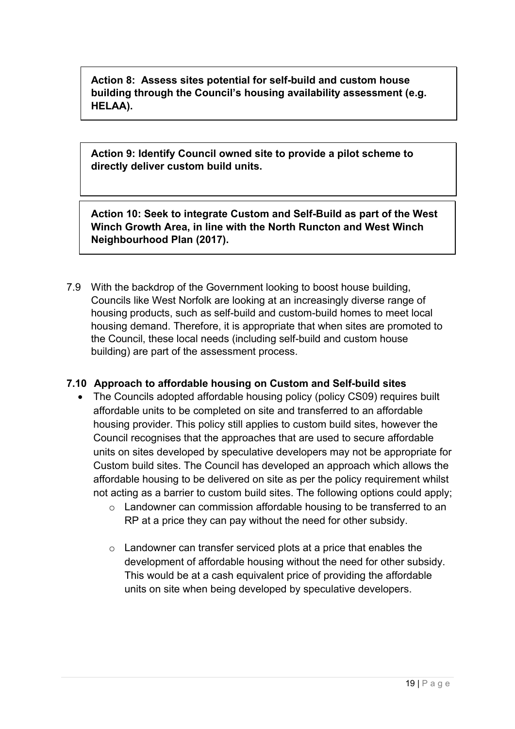**Action 8: Assess sites potential for self-build and custom house building through the Council's housing availability assessment (e.g. HELAA).**

**Action 9: Identify Council owned site to provide a pilot scheme to directly deliver custom build units.**

**Action 10: Seek to integrate Custom and Self-Build as part of the West Winch Growth Area, in line with the North Runcton and West Winch Neighbourhood Plan (2017).**

7.9 With the backdrop of the Government looking to boost house building, Councils like West Norfolk are looking at an increasingly diverse range of housing products, such as self-build and custom-build homes to meet local housing demand. Therefore, it is appropriate that when sites are promoted to the Council, these local needs (including self-build and custom house building) are part of the assessment process.

### 7.10 Approach to affordable housing on Custom and Self-build sites

- The Councils adopted affordable housing policy (policy CS09) requires built affordable units to be completed on site and transferred to an affordable housing provider. This policy still applies to custom build sites, however the Council recognises that the approaches that are used to secure affordable units on sites developed by speculative developers may not be appropriate for Custom build sites. The Council has developed an approach which allows the affordable housing to be delivered on site as per the policy requirement whilst not acting as a barrier to custom build sites. The following options could apply;
    - Landowner can commission affordable housing to be transferred to an RP at a price they can pay without the need for other subsidy.
    - Landowner can transfer serviced plots at a price that enables the development of affordable housing without the need for other subsidy. This would be at a cash equivalent price of providing the affordable units on site when being developed by speculative developers.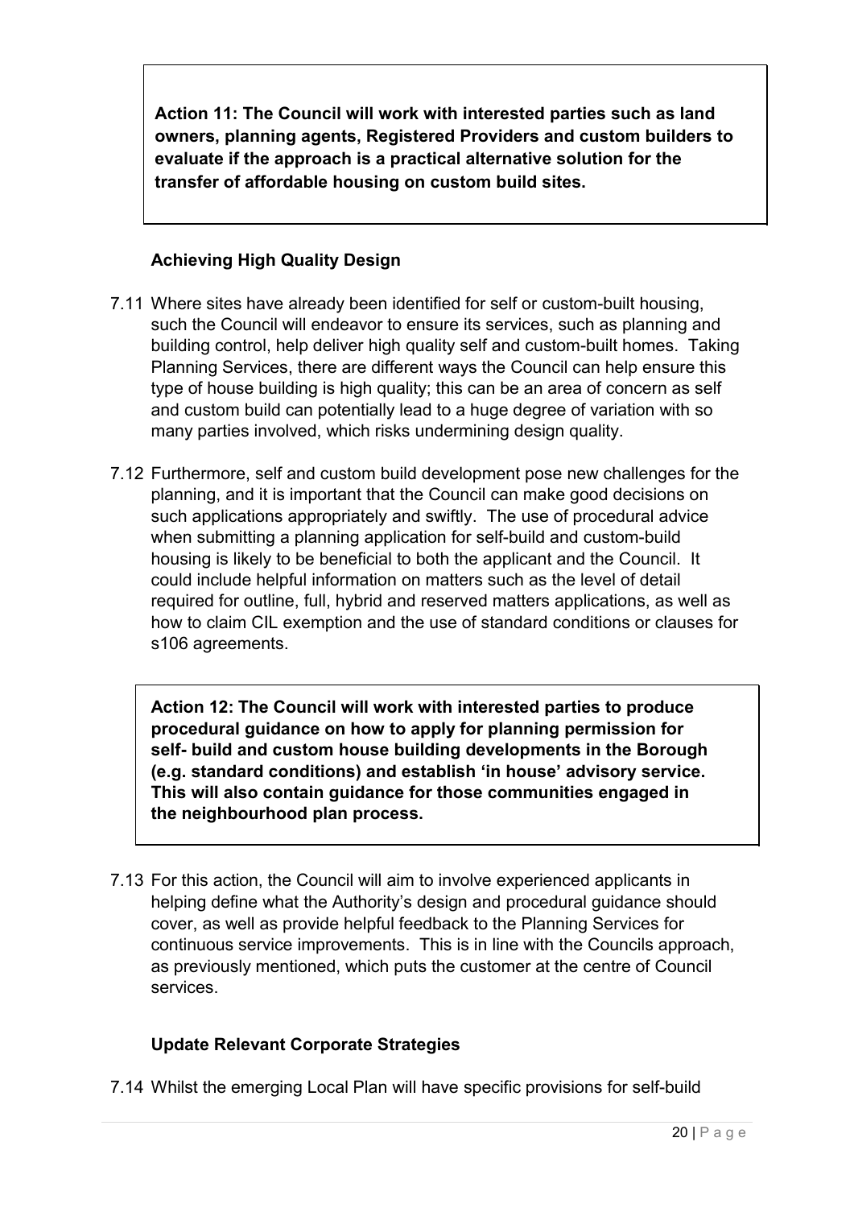**Action 11: The Council will work with interested parties such as land owners, planning agents, Registered Providers and custom builders to evaluate if the approach is a practical alternative solution for the transfer of affordable housing on custom build sites.**

### Achieving High Quality Design

7.11 Where sites have already been identified for self or custom-built housing, such the Council will endeavor to ensure its services, such as planning and building control, help deliver high quality self and custom-built homes. Taking Planning Services, there are different ways the Council can help ensure this type of house building is high quality; this can be an area of concern as self and custom build can potentially lead to a huge degree of variation with so many parties involved, which risks undermining design quality.

7.12 Furthermore, self and custom build development pose new challenges for the planning, and it is important that the Council can make good decisions on such applications appropriately and swiftly. The use of procedural advice when submitting a planning application for self-build and custom-build housing is likely to be beneficial to both the applicant and the Council. It could include helpful information on matters such as the level of detail required for outline, full, hybrid and reserved matters applications, as well as how to claim CIL exemption and the use of standard conditions or clauses for s106 agreements.

**Action 12: The Council will work with interested parties to produce procedural guidance on how to apply for planning permission for self- build and custom house building developments in the Borough (e.g. standard conditions) and establish 'in house' advisory service. This will also contain guidance for those communities engaged in the neighbourhood plan process.**

7.13 For this action, the Council will aim to involve experienced applicants in helping define what the Authority's design and procedural guidance should cover, as well as provide helpful feedback to the Planning Services for continuous service improvements. This is in line with the Councils approach, as previously mentioned, which puts the customer at the centre of Council services.

### Update Relevant Corporate Strategies

7.14 Whilst the emerging Local Plan will have specific provisions for self-build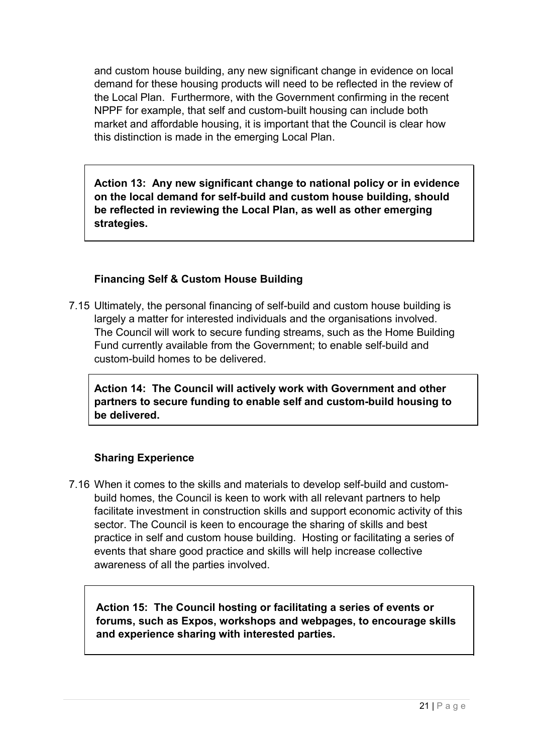and custom house building, any new significant change in evidence on local demand for these housing products will need to be reflected in the review of the Local Plan. Furthermore, with the Government confirming in the recent NPPF for example, that self and custom-built housing can include both market and affordable housing, it is important that the Council is clear how this distinction is made in the emerging Local Plan.

> **Action 13: Any new significant change to national policy or in evidence on the local demand for self-build and custom house building, should be reflected in reviewing the Local Plan, as well as other emerging strategies.**

### Financing Self & Custom House Building

7.15 Ultimately, the personal financing of self-build and custom house building is largely a matter for interested individuals and the organisations involved. The Council will work to secure funding streams, such as the Home Building Fund currently available from the Government; to enable self-build and custom-build homes to be delivered.

> **Action 14: The Council will actively work with Government and other partners to secure funding to enable self and custom-build housing to be delivered.**

### Sharing Experience

7.16 When it comes to the skills and materials to develop self-build and custom-build homes, the Council is keen to work with all relevant partners to help facilitate investment in construction skills and support economic activity of this sector. The Council is keen to encourage the sharing of skills and best practice in self and custom house building. Hosting or facilitating a series of events that share good practice and skills will help increase collective awareness of all the parties involved.

> **Action 15: The Council hosting or facilitating a series of events or forums, such as Expos, workshops and webpages, to encourage skills and experience sharing with interested parties.**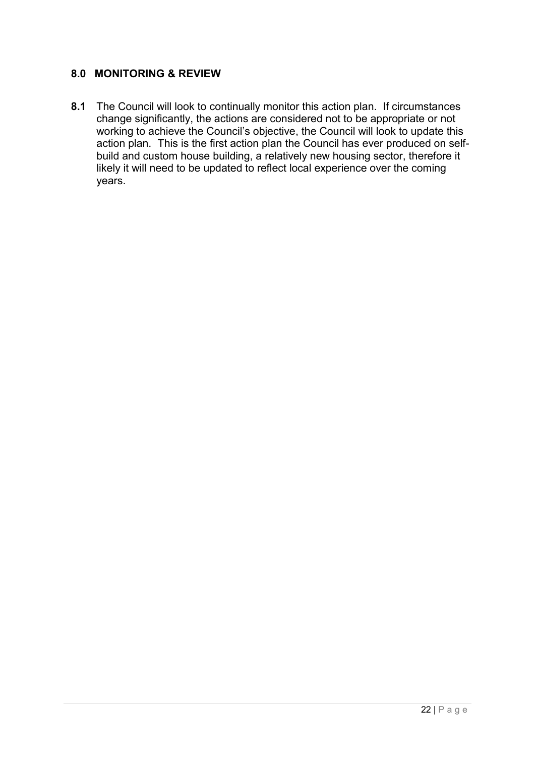## 8.0 MONITORING & REVIEW

**8.1** The Council will look to continually monitor this action plan. If circumstances change significantly, the actions are considered not to be appropriate or not working to achieve the Council's objective, the Council will look to update this action plan. This is the first action plan the Council has ever produced on self-build and custom house building, a relatively new housing sector, therefore it likely it will need to be updated to reflect local experience over the coming years.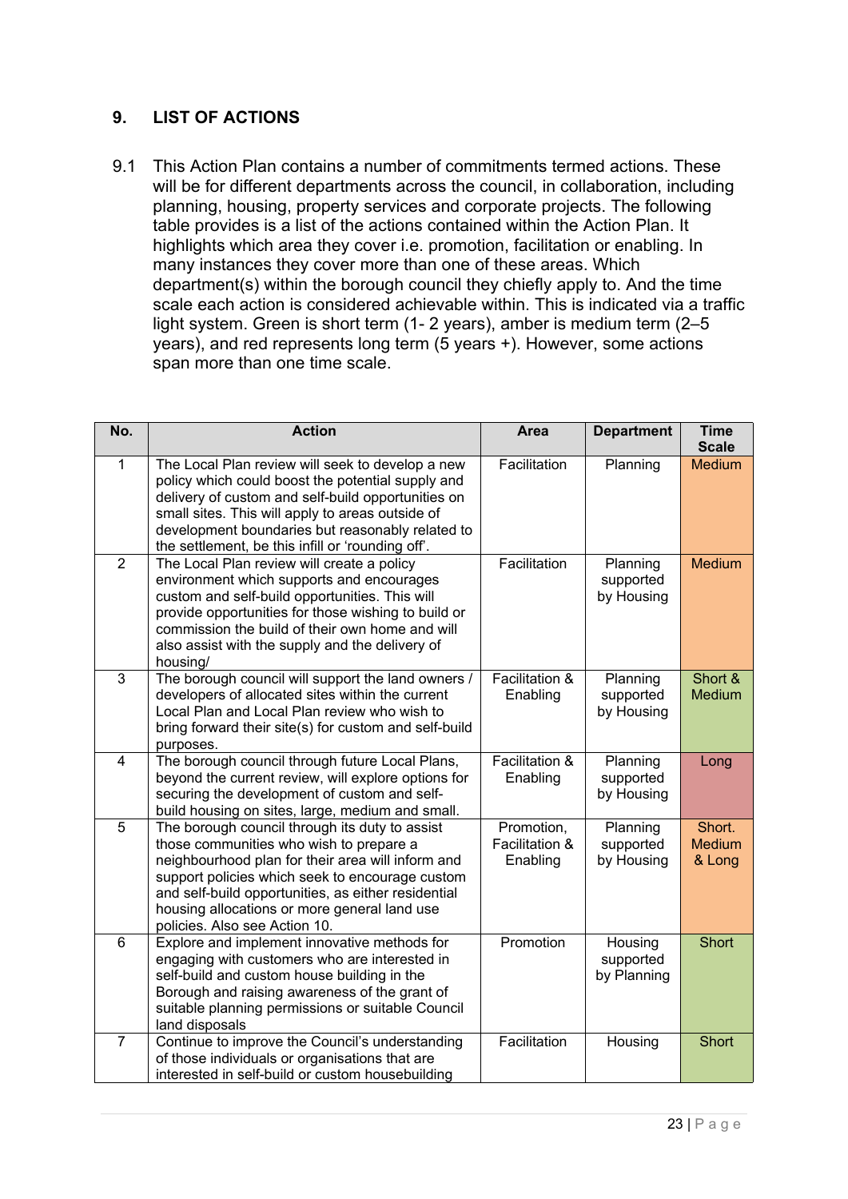## 9. LIST OF ACTIONS

9.1 This Action Plan contains a number of commitments termed actions. These will be for different departments across the council, in collaboration, including planning, housing, property services and corporate projects. The following table provides is a list of the actions contained within the Action Plan. It highlights which area they cover i.e. promotion, facilitation or enabling. In many instances they cover more than one of these areas. Which department(s) within the borough council they chiefly apply to. And the time scale each action is considered achievable within. This is indicated via a traffic light system. Green is short term (1- 2 years), amber is medium term (2–5 years), and red represents long term (5 years +). However, some actions span more than one time scale.

| No. | Action | Area | Department | Time Scale |
|---|---|---|---|---|
| 1 | The Local Plan review will seek to develop a new policy which could boost the potential supply and delivery of custom and self-build opportunities on small sites. This will apply to areas outside of development boundaries but reasonably related to the settlement, be this infill or 'rounding off'. | Facilitation | Planning | Medium |
| 2 | The Local Plan review will create a policy environment which supports and encourages custom and self-build opportunities. This will provide opportunities for those wishing to build or commission the build of their own home and will also assist with the supply and the delivery of housing/ | Facilitation | Planning supported by Housing | Medium |
| 3 | The borough council will support the land owners / developers of allocated sites within the current Local Plan and Local Plan review who wish to bring forward their site(s) for custom and self-build purposes. | Facilitation & Enabling | Planning supported by Housing | Short & Medium |
| 4 | The borough council through future Local Plans, beyond the current review, will explore options for securing the development of custom and self-build housing on sites, large, medium and small. | Facilitation & Enabling | Planning supported by Housing | Long |
| 5 | The borough council through its duty to assist those communities who wish to prepare a neighbourhood plan for their area will inform and support policies which seek to encourage custom and self-build opportunities, as either residential housing allocations or more general land use policies. Also see Action 10. | Promotion, Facilitation & Enabling | Planning supported by Housing | Short. Medium & Long |
| 6 | Explore and implement innovative methods for engaging with customers who are interested in self-build and custom house building in the Borough and raising awareness of the grant of suitable planning permissions or suitable Council land disposals | Promotion | Housing supported by Planning | Short |
| 7 | Continue to improve the Council's understanding of those individuals or organisations that are interested in self-build or custom housebuilding | Facilitation | Housing | Short |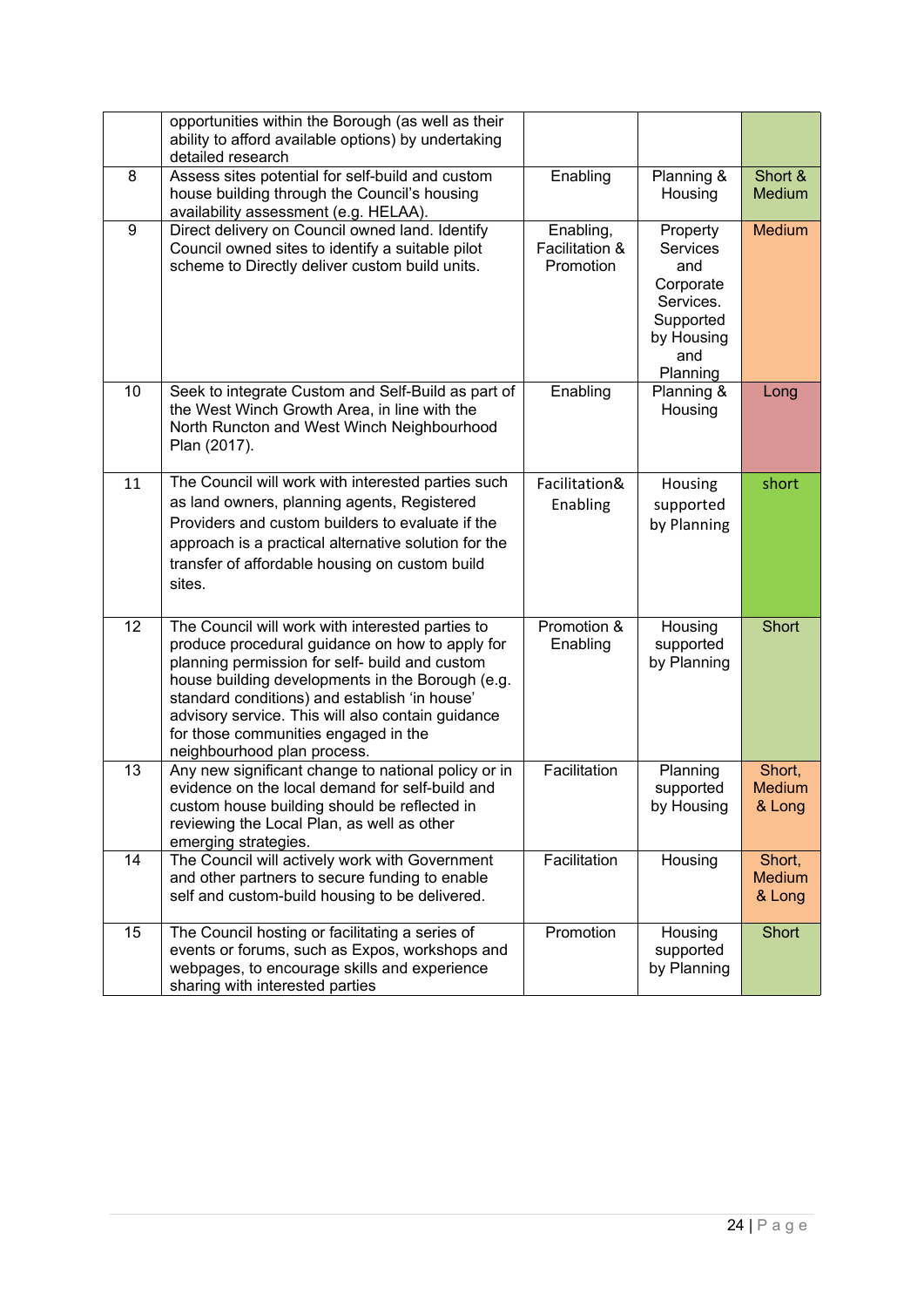| | | | | |
|---|---|---|---|---|
| | opportunities within the Borough (as well as their ability to afford available options) by undertaking detailed research | | | |
| 8 | Assess sites potential for self-build and custom house building through the Council's housing availability assessment (e.g. HELAA). | Enabling | Planning & Housing | Short & Medium |
| 9 | Direct delivery on Council owned land. Identify Council owned sites to identify a suitable pilot scheme to Directly deliver custom build units. | Enabling, Facilitation & Promotion | Property Services and Corporate Services. Supported by Housing and Planning | Medium |
| 10 | Seek to integrate Custom and Self-Build as part of the West Winch Growth Area, in line with the North Runcton and West Winch Neighbourhood Plan (2017). | Enabling | Planning & Housing | Long |
| 11 | The Council will work with interested parties such as land owners, planning agents, Registered Providers and custom builders to evaluate if the approach is a practical alternative solution for the transfer of affordable housing on custom build sites. | Facilitation& Enabling | Housing supported by Planning | short |
| 12 | The Council will work with interested parties to produce procedural guidance on how to apply for planning permission for self- build and custom house building developments in the Borough (e.g. standard conditions) and establish 'in house' advisory service. This will also contain guidance for those communities engaged in the neighbourhood plan process. | Promotion & Enabling | Housing supported by Planning | Short |
| 13 | Any new significant change to national policy or in evidence on the local demand for self-build and custom house building should be reflected in reviewing the Local Plan, as well as other emerging strategies. | Facilitation | Planning supported by Housing | Short, Medium & Long |
| 14 | The Council will actively work with Government and other partners to secure funding to enable self and custom-build housing to be delivered. | Facilitation | Housing | Short, Medium & Long |
| 15 | The Council hosting or facilitating a series of events or forums, such as Expos, workshops and webpages, to encourage skills and experience sharing with interested parties | Promotion | Housing supported by Planning | Short |